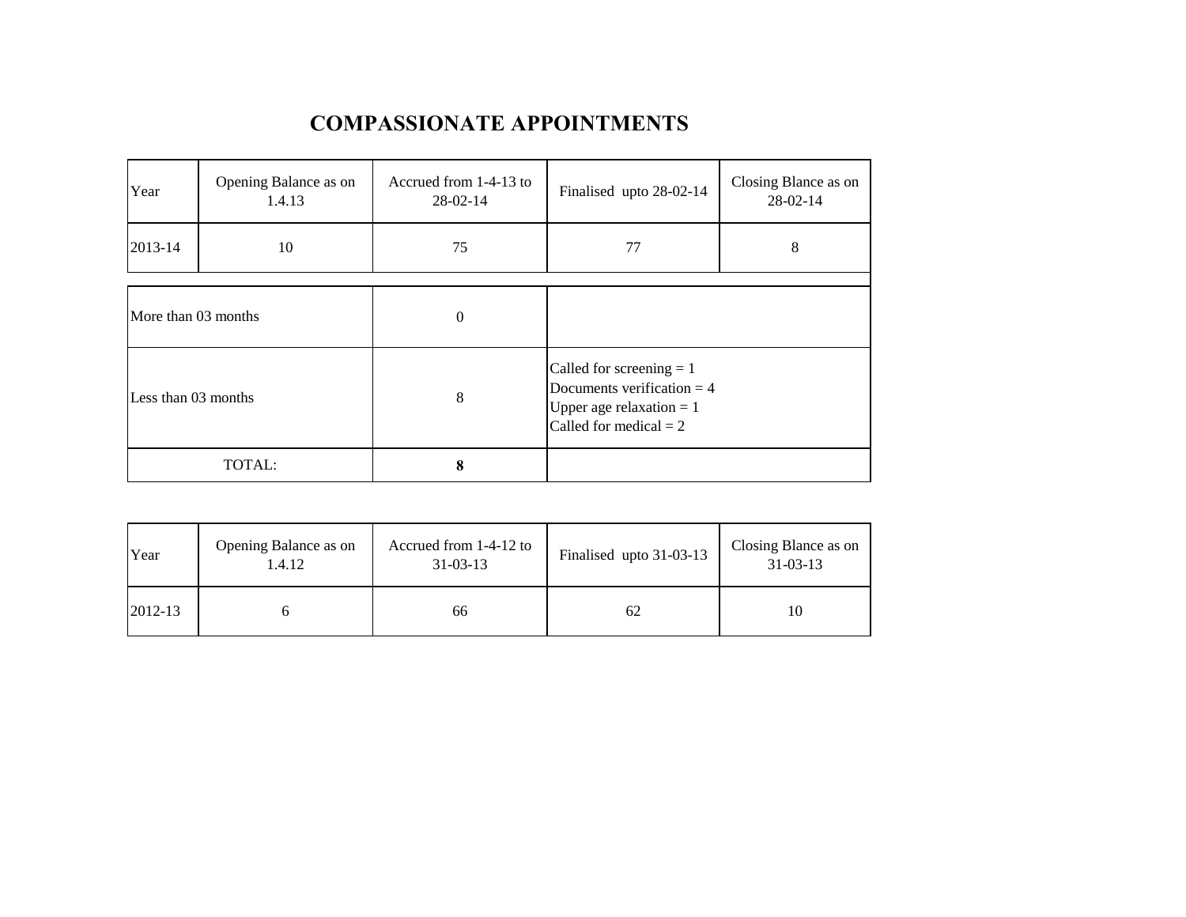# COMPASSIONATE APPOINTMENTS

| Year | Opening Balance as on 1.4.13 | Accrued from 1-4-13 to 28-02-14 | Finalised upto 28-02-14 | Closing Blance as on 28-02-14 |
|---|---|---|---|---|
| 2013-14 | 10 | 75 | 77 | 8 |

| | | |
|---|---|---|
| More than 03 months | 0 | |
| Less than 03 months | 8 | Called for screening = 1<br>Documents verification = 4<br>Upper age relaxation = 1<br>Called for medical = 2 |
| TOTAL: | **8** | |

| Year | Opening Balance as on 1.4.12 | Accrued from 1-4-12 to 31-03-13 | Finalised upto 31-03-13 | Closing Blance as on 31-03-13 |
|---|---|---|---|---|
| 2012-13 | 6 | 66 | 62 | 10 |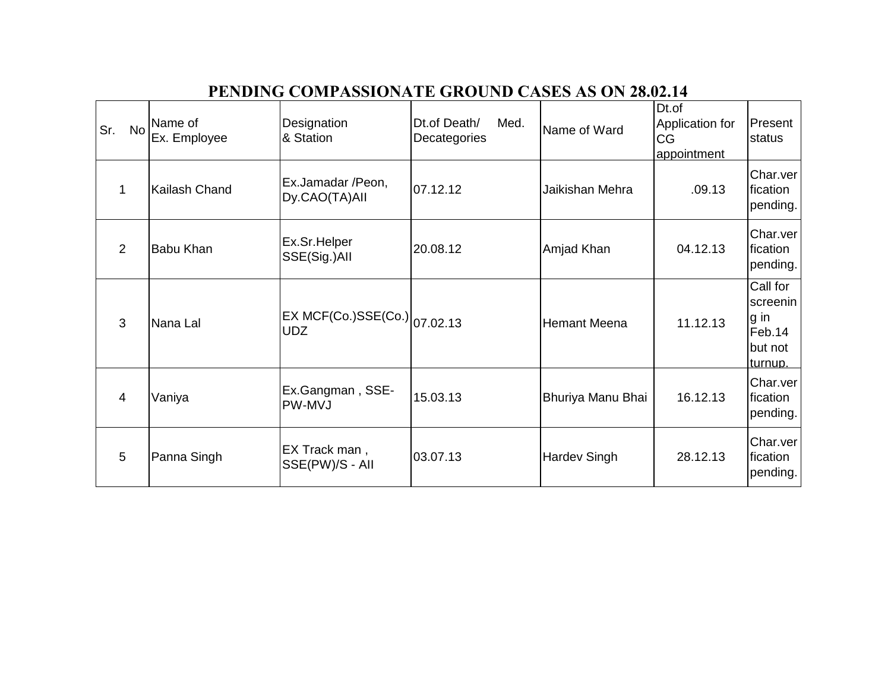# PENDING COMPASSIONATE GROUND CASES AS ON 28.02.14

| Sr. No | Name of Ex. Employee | Designation & Station | Dt.of Death/ Med. Decategories | Name of Ward | Dt.of Application for CG appointment | Present status |
|---|---|---|---|---|---|---|
| 1 | Kailash Chand | Ex.Jamadar /Peon, Dy.CAO(TA)AII | 07.12.12 | Jaikishan Mehra | .09.13 | Char.verfication pending. |
| 2 | Babu Khan | Ex.Sr.Helper SSE(Sig.)AII | 20.08.12 | Amjad Khan | 04.12.13 | Char.verfication pending. |
| 3 | Nana Lal | EX MCF(Co.)SSE(Co.) UDZ | 07.02.13 | Hemant Meena | 11.12.13 | Call for screening in Feb.14 but not turnup. |
| 4 | Vaniya | Ex.Gangman , SSE-PW-MVJ | 15.03.13 | Bhuriya Manu Bhai | 16.12.13 | Char.verfication pending. |
| 5 | Panna Singh | EX Track man , SSE(PW)/S - AII | 03.07.13 | Hardev Singh | 28.12.13 | Char.verfication pending. |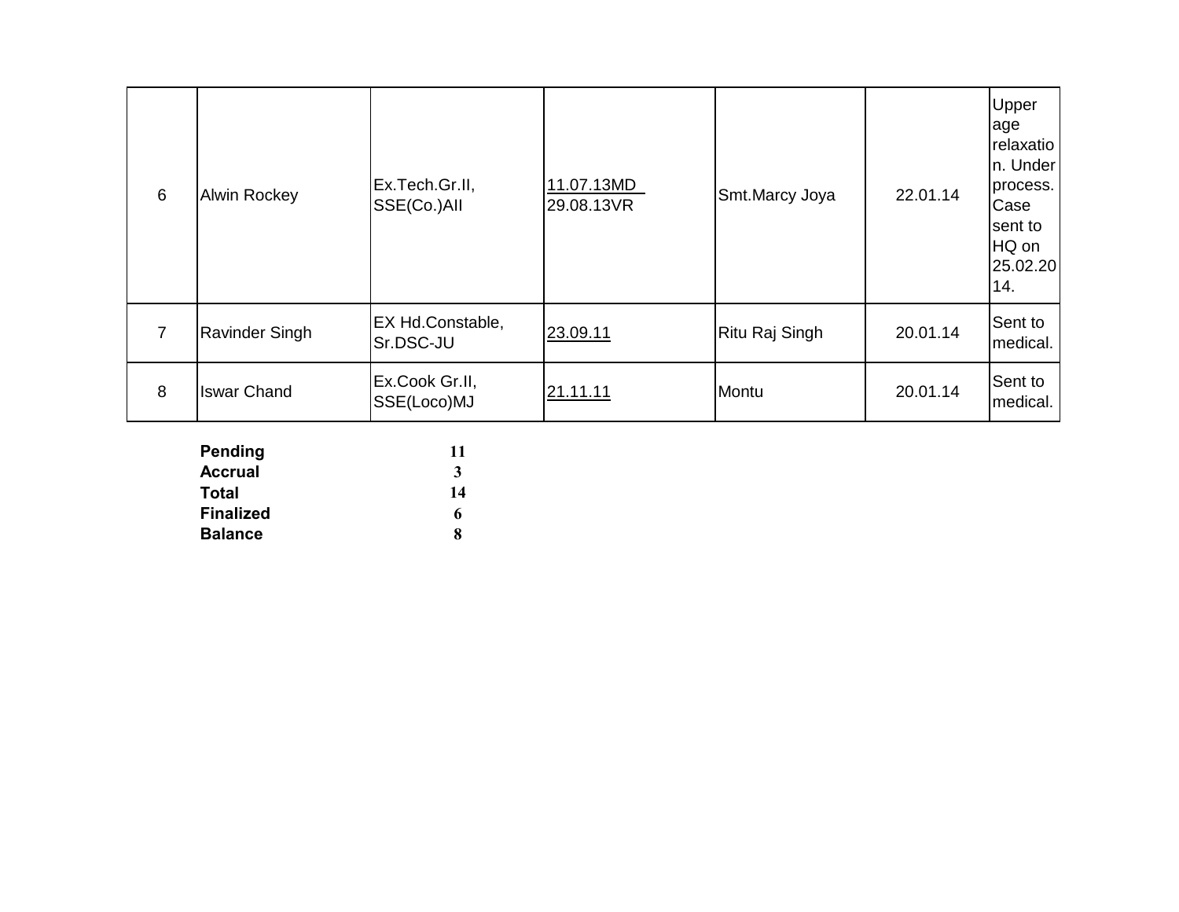| | | | | | | |
|---|---|---|---|---|---|---|
| 6 | Alwin Rockey | Ex.Tech.Gr.II, SSE(Co.)AII | 11.07.13MD 29.08.13VR | Smt.Marcy Joya | 22.01.14 | Upper age relaxation. Under process. Case sent to HQ on 25.02.2014. |
| 7 | Ravinder Singh | EX Hd.Constable, Sr.DSC-JU | 23.09.11 | Ritu Raj Singh | 20.01.14 | Sent to medical. |
| 8 | Iswar Chand | Ex.Cook Gr.II, SSE(Loco)MJ | 21.11.11 | Montu | 20.01.14 | Sent to medical. |

| | |
|---|---|
| **Pending** | **11** |
| **Accrual** | **3** |
| **Total** | **14** |
| **Finalized** | **6** |
| **Balance** | **8** |